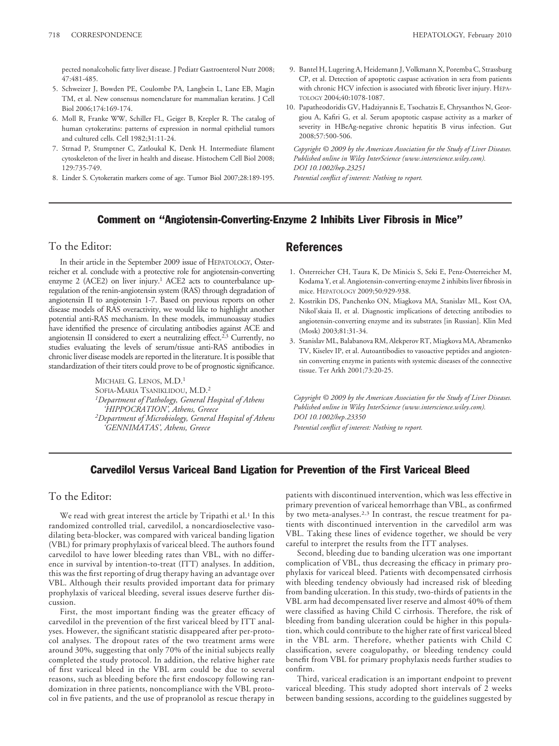pected nonalcoholic fatty liver disease. J Pediatr Gastroenterol Nutr 2008; 47:481-485.

5. Schweizer J, Bowden PE, Coulombe PA, Langbein L, Lane EB, Magin TM, et al. New consensus nomenclature for mammalian keratins. J Cell Biol 2006;174:169-174.
6. Moll R, Franke WW, Schiller FL, Geiger B, Krepler R. The catalog of human cytokeratins: patterns of expression in normal epithelial tumors and cultured cells. Cell 1982;31:11-24.
7. Strnad P, Stumptner C, Zatloukal K, Denk H. Intermediate filament cytoskeleton of the liver in health and disease. Histochem Cell Biol 2008; 129:735-749.
8. Linder S. Cytokeratin markers come of age. Tumor Biol 2007;28:189-195.
9. Bantel H, Lugering A, Heidemann J, Volkmann X, Poremba C, Strassburg CP, et al. Detection of apoptotic caspase activation in sera from patients with chronic HCV infection is associated with fibrotic liver injury. HEPATOLOGY 2004;40:1078-1087.
10. Papatheodoridis GV, Hadziyannis E, Tsochatzis E, Chrysanthos N, Georgiou A, Kafiri G, et al. Serum apoptotic caspase activity as a marker of severity in HBeAg-negative chronic hepatitis B virus infection. Gut 2008;57:500-506.

*Copyright © 2009 by the American Association for the Study of Liver Diseases. Published online in Wiley InterScience (www.interscience.wiley.com). DOI 10.1002/hep.23251*
*Potential conflict of interest: Nothing to report.*

## Comment on "Angiotensin-Converting-Enzyme 2 Inhibits Liver Fibrosis in Mice"

To the Editor:

In their article in the September 2009 issue of HEPATOLOGY, Österreicher et al. conclude with a protective role for angiotensin-converting enzyme 2 (ACE2) on liver injury.[1] ACE2 acts to counterbalance upregulation of the renin-angiotensin system (RAS) through degradation of angiotensin II to angiotensin 1-7. Based on previous reports on other disease models of RAS overactivity, we would like to highlight another potential anti-RAS mechanism. In these models, immunoassay studies have identified the presence of circulating antibodies against ACE and angiotensin II considered to exert a neutralizing effect.[2,3] Currently, no studies evaluating the levels of serum/tissue anti-RAS antibodies in chronic liver disease models are reported in the literature. It is possible that standardization of their titers could prove to be of prognostic significance.

MICHAEL G. LENOS, M.D.[1]
SOFIA-MARIA TSANIKLIDOU, M.D.[2]
[1]*Department of Pathology, General Hospital of Athens 'HIPPOCRATION', Athens, Greece*
[2]*Department of Microbiology, General Hospital of Athens 'GENNIMATAS', Athens, Greece*

## References

1. Österreicher CH, Taura K, De Minicis S, Seki E, Penz-Österreicher M, Kodama Y, et al. Angiotensin-converting-enzyme 2 inhibits liver fibrosis in mice. HEPATOLOGY 2009;50:929-938.
2. Kostrikin DS, Panchenko ON, Miagkova MA, Stanislav ML, Kost OA, Nikol'skaia II, et al. Diagnostic implications of detecting antibodies to angiotensin-converting enzyme and its substrates [in Russian]. Klin Med (Mosk) 2003;81:31-34.
3. Stanislav ML, Balabanova RM, Alekperov RT, Miagkova MA, Abramenko TV, Kiselev IP, et al. Autoantibodies to vasoactive peptides and angiotensin converting enzyme in patients with systemic diseases of the connective tissue. Ter Arkh 2001;73:20-25.

*Copyright © 2009 by the American Association for the Study of Liver Diseases. Published online in Wiley InterScience (www.interscience.wiley.com). DOI 10.1002/hep.23350*
*Potential conflict of interest: Nothing to report.*

## Carvedilol Versus Variceal Band Ligation for Prevention of the First Variceal Bleed

To the Editor:

We read with great interest the article by Tripathi et al.[1] In this randomized controlled trial, carvedilol, a noncardioselective vasodilating beta-blocker, was compared with variceal banding ligation (VBL) for primary prophylaxis of variceal bleed. The authors found carvedilol to have lower bleeding rates than VBL, with no difference in survival by intention-to-treat (ITT) analyses. In addition, this was the first reporting of drug therapy having an advantage over VBL. Although their results provided important data for primary prophylaxis of variceal bleeding, several issues deserve further discussion.

First, the most important finding was the greater efficacy of carvedilol in the prevention of the first variceal bleed by ITT analyses. However, the significant statistic disappeared after per-protocol analyses. The dropout rates of the two treatment arms were around 30%, suggesting that only 70% of the initial subjects really completed the study protocol. In addition, the relative higher rate of first variceal bleed in the VBL arm could be due to several reasons, such as bleeding before the first endoscopy following randomization in three patients, noncompliance with the VBL protocol in five patients, and the use of propranolol as rescue therapy in patients with discontinued intervention, which was less effective in primary prevention of variceal hemorrhage than VBL, as confirmed by two meta-analyses.[2,3] In contrast, the rescue treatment for patients with discontinued intervention in the carvedilol arm was VBL. Taking these lines of evidence together, we should be very careful to interpret the results from the ITT analyses.

Second, bleeding due to banding ulceration was one important complication of VBL, thus decreasing the efficacy in primary prophylaxis for variceal bleed. Patients with decompensated cirrhosis with bleeding tendency obviously had increased risk of bleeding from banding ulceration. In this study, two-thirds of patients in the VBL arm had decompensated liver reserve and almost 40% of them were classified as having Child C cirrhosis. Therefore, the risk of bleeding from banding ulceration could be higher in this population, which could contribute to the higher rate of first variceal bleed in the VBL arm. Therefore, whether patients with Child C classification, severe coagulopathy, or bleeding tendency could benefit from VBL for primary prophylaxis needs further studies to confirm.

Third, variceal eradication is an important endpoint to prevent variceal bleeding. This study adopted short intervals of 2 weeks between banding sessions, according to the guidelines suggested by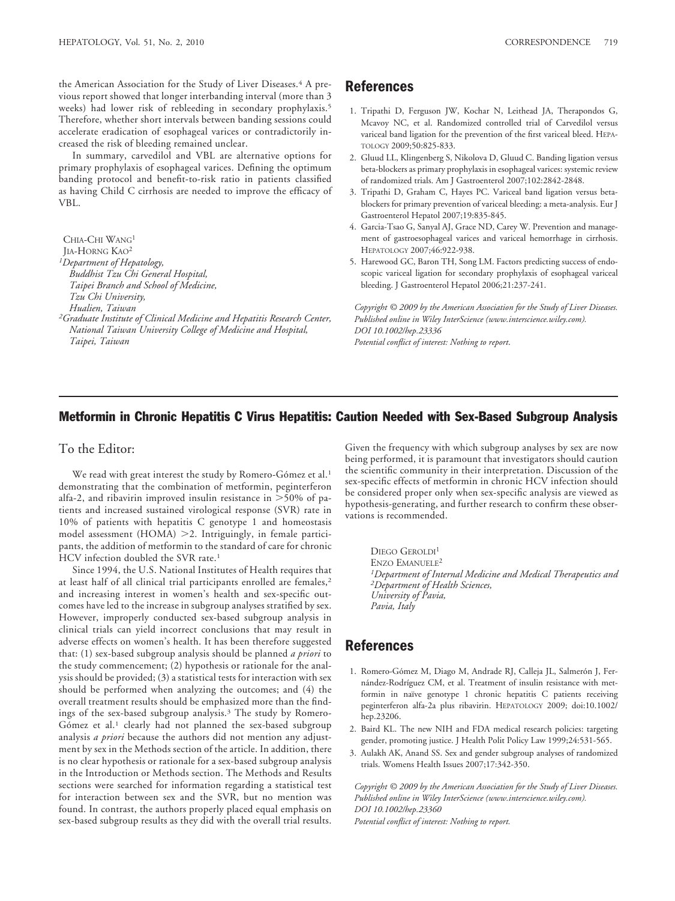the American Association for the Study of Liver Diseases.[4] A previous report showed that longer interbanding interval (more than 3 weeks) had lower risk of rebleeding in secondary prophylaxis.[5] Therefore, whether short intervals between banding sessions could accelerate eradication of esophageal varices or contradictorily increased the risk of bleeding remained unclear.

In summary, carvedilol and VBL are alternative options for primary prophylaxis of esophageal varices. Defining the optimum banding protocol and benefit-to-risk ratio in patients classified as having Child C cirrhosis are needed to improve the efficacy of VBL.

CHIA-CHI WANG[1]
JIA-HORNG KAO[2]
[1]*Department of Hepatology, Buddhist Tzu Chi General Hospital, Taipei Branch and School of Medicine, Tzu Chi University, Hualien, Taiwan*
[2]*Graduate Institute of Clinical Medicine and Hepatitis Research Center, National Taiwan University College of Medicine and Hospital, Taipei, Taiwan*

## References

1. Tripathi D, Ferguson JW, Kochar N, Leithead JA, Therapondos G, Mcavoy NC, et al. Randomized controlled trial of Carvedilol versus variceal band ligation for the prevention of the first variceal bleed. HEPATOLOGY 2009;50:825-833.
2. Gluud LL, Klingenberg S, Nikolova D, Gluud C. Banding ligation versus beta-blockers as primary prophylaxis in esophageal varices: systemic review of randomized trials. Am J Gastroenterol 2007;102:2842-2848.
3. Tripathi D, Graham C, Hayes PC. Variceal band ligation versus beta-blockers for primary prevention of variceal bleeding: a meta-analysis. Eur J Gastroenterol Hepatol 2007;19:835-845.
4. Garcia-Tsao G, Sanyal AJ, Grace ND, Carey W. Prevention and management of gastroesophageal varices and variceal hemorrhage in cirrhosis. HEPATOLOGY 2007;46:922-938.
5. Harewood GC, Baron TH, Song LM. Factors predicting success of endoscopic variceal ligation for secondary prophylaxis of esophageal variceal bleeding. J Gastroenterol Hepatol 2006;21:237-241.

*Copyright © 2009 by the American Association for the Study of Liver Diseases. Published online in Wiley InterScience (www.interscience.wiley.com). DOI 10.1002/hep.23336*
*Potential conflict of interest: Nothing to report.*

# Metformin in Chronic Hepatitis C Virus Hepatitis: Caution Needed with Sex-Based Subgroup Analysis

To the Editor:

We read with great interest the study by Romero-Gómez et al.[1] demonstrating that the combination of metformin, peginterferon alfa-2, and ribavirin improved insulin resistance in >50% of patients and increased sustained virological response (SVR) rate in 10% of patients with hepatitis C genotype 1 and homeostasis model assessment (HOMA) >2. Intriguingly, in female participants, the addition of metformin to the standard of care for chronic HCV infection doubled the SVR rate.[1]

Since 1994, the U.S. National Institutes of Health requires that at least half of all clinical trial participants enrolled are females,[2] and increasing interest in women's health and sex-specific outcomes have led to the increase in subgroup analyses stratified by sex. However, improperly conducted sex-based subgroup analysis in clinical trials can yield incorrect conclusions that may result in adverse effects on women's health. It has been therefore suggested that: (1) sex-based subgroup analysis should be planned *a priori* to the study commencement; (2) hypothesis or rationale for the analysis should be provided; (3) a statistical tests for interaction with sex should be performed when analyzing the outcomes; and (4) the overall treatment results should be emphasized more than the findings of the sex-based subgroup analysis.[3] The study by Romero-Gómez et al.[1] clearly had not planned the sex-based subgroup analysis *a priori* because the authors did not mention any adjustment by sex in the Methods section of the article. In addition, there is no clear hypothesis or rationale for a sex-based subgroup analysis in the Introduction or Methods section. The Methods and Results sections were searched for information regarding a statistical test for interaction between sex and the SVR, but no mention was found. In contrast, the authors properly placed equal emphasis on sex-based subgroup results as they did with the overall trial results. Given the frequency with which subgroup analyses by sex are now being performed, it is paramount that investigators should caution the scientific community in their interpretation. Discussion of the sex-specific effects of metformin in chronic HCV infection should be considered proper only when sex-specific analysis are viewed as hypothesis-generating, and further research to confirm these observations is recommended.

DIEGO GEROLDI[1]
ENZO EMANUELE[2]
[1]*Department of Internal Medicine and Medical Therapeutics and*
[2]*Department of Health Sciences, University of Pavia, Pavia, Italy*

## References

1. Romero-Gómez M, Diago M, Andrade RJ, Calleja JL, Salmerón J, Fernández-Rodríguez CM, et al. Treatment of insulin resistance with metformin in naïve genotype 1 chronic hepatitis C patients receiving peginterferon alfa-2a plus ribavirin. HEPATOLOGY 2009; doi:10.1002/hep.23206.
2. Baird KL. The new NIH and FDA medical research policies: targeting gender, promoting justice. J Health Polit Policy Law 1999;24:531-565.
3. Aulakh AK, Anand SS. Sex and gender subgroup analyses of randomized trials. Womens Health Issues 2007;17:342-350.

*Copyright © 2009 by the American Association for the Study of Liver Diseases. Published online in Wiley InterScience (www.interscience.wiley.com). DOI 10.1002/hep.23360*
*Potential conflict of interest: Nothing to report.*